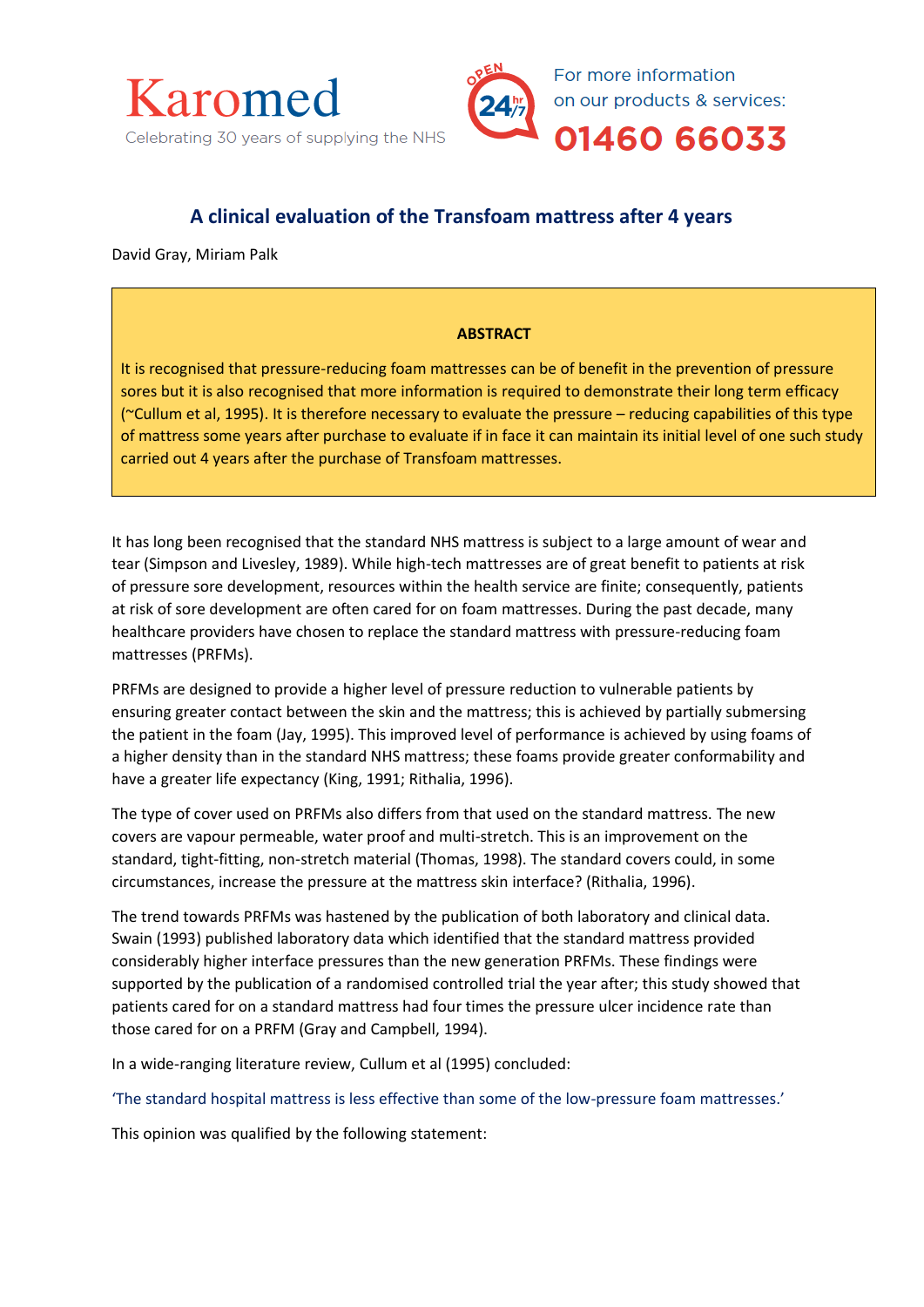Karomed

Celebrating 30 years of supplying the NHS

For more information on our products & services:

01460 66033

# A clinical evaluation of the Transfoam mattress after 4 years

David Gray, Miriam Palk

**ABSTRACT**

It is recognised that pressure-reducing foam mattresses can be of benefit in the prevention of pressure sores but it is also recognised that more information is required to demonstrate their long term efficacy (~Cullum et al, 1995). It is therefore necessary to evaluate the pressure – reducing capabilities of this type of mattress some years after purchase to evaluate if in face it can maintain its initial level of one such study carried out 4 years after the purchase of Transfoam mattresses.

It has long been recognised that the standard NHS mattress is subject to a large amount of wear and tear (Simpson and Livesley, 1989). While high-tech mattresses are of great benefit to patients at risk of pressure sore development, resources within the health service are finite; consequently, patients at risk of sore development are often cared for on foam mattresses. During the past decade, many healthcare providers have chosen to replace the standard mattress with pressure-reducing foam mattresses (PRFMs).

PRFMs are designed to provide a higher level of pressure reduction to vulnerable patients by ensuring greater contact between the skin and the mattress; this is achieved by partially submersing the patient in the foam (Jay, 1995). This improved level of performance is achieved by using foams of a higher density than in the standard NHS mattress; these foams provide greater conformability and have a greater life expectancy (King, 1991; Rithalia, 1996).

The type of cover used on PRFMs also differs from that used on the standard mattress. The new covers are vapour permeable, water proof and multi-stretch. This is an improvement on the standard, tight-fitting, non-stretch material (Thomas, 1998). The standard covers could, in some circumstances, increase the pressure at the mattress skin interface? (Rithalia, 1996).

The trend towards PRFMs was hastened by the publication of both laboratory and clinical data. Swain (1993) published laboratory data which identified that the standard mattress provided considerably higher interface pressures than the new generation PRFMs. These findings were supported by the publication of a randomised controlled trial the year after; this study showed that patients cared for on a standard mattress had four times the pressure ulcer incidence rate than those cared for on a PRFM (Gray and Campbell, 1994).

In a wide-ranging literature review, Cullum et al (1995) concluded:

'The standard hospital mattress is less effective than some of the low-pressure foam mattresses.'

This opinion was qualified by the following statement: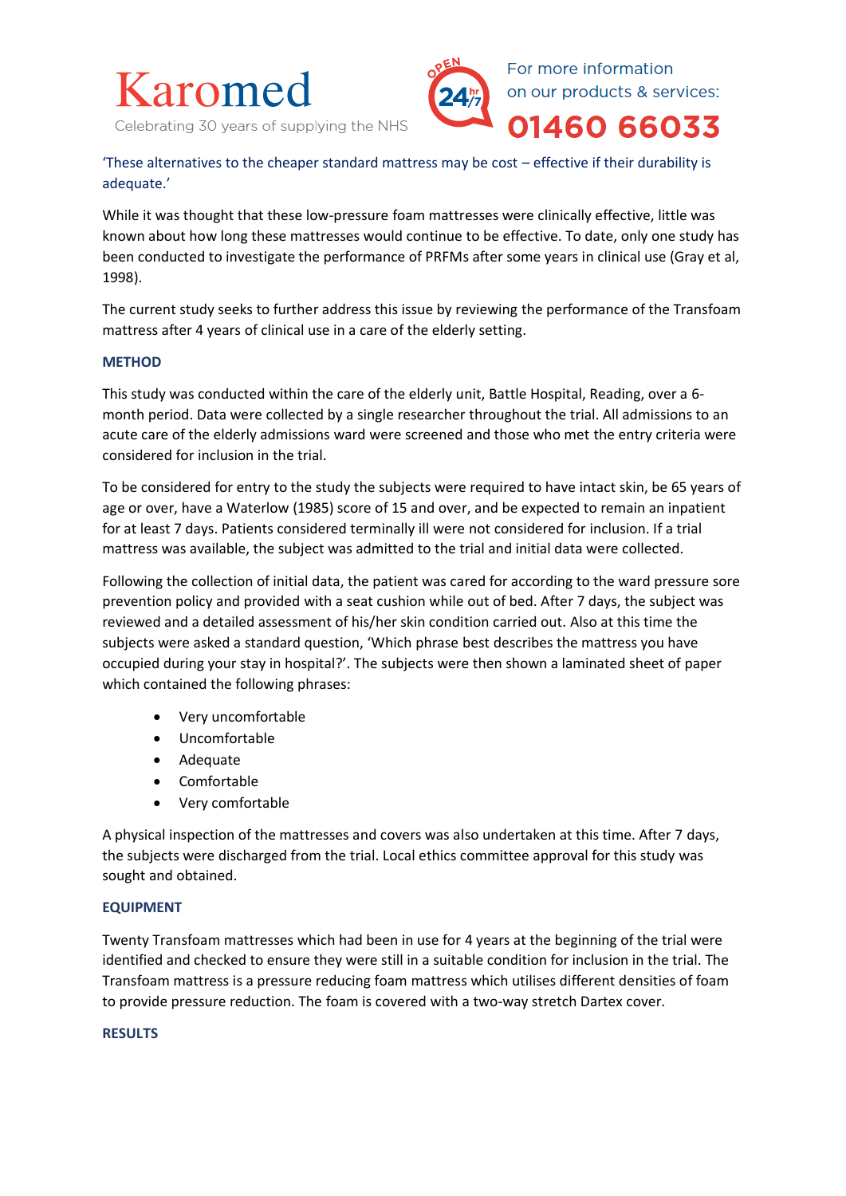'These alternatives to the cheaper standard mattress may be cost – effective if their durability is adequate.'

While it was thought that these low-pressure foam mattresses were clinically effective, little was known about how long these mattresses would continue to be effective. To date, only one study has been conducted to investigate the performance of PRFMs after some years in clinical use (Gray et al, 1998).

The current study seeks to further address this issue by reviewing the performance of the Transfoam mattress after 4 years of clinical use in a care of the elderly setting.

## METHOD

This study was conducted within the care of the elderly unit, Battle Hospital, Reading, over a 6-month period. Data were collected by a single researcher throughout the trial. All admissions to an acute care of the elderly admissions ward were screened and those who met the entry criteria were considered for inclusion in the trial.

To be considered for entry to the study the subjects were required to have intact skin, be 65 years of age or over, have a Waterlow (1985) score of 15 and over, and be expected to remain an inpatient for at least 7 days. Patients considered terminally ill were not considered for inclusion. If a trial mattress was available, the subject was admitted to the trial and initial data were collected.

Following the collection of initial data, the patient was cared for according to the ward pressure sore prevention policy and provided with a seat cushion while out of bed. After 7 days, the subject was reviewed and a detailed assessment of his/her skin condition carried out. Also at this time the subjects were asked a standard question, 'Which phrase best describes the mattress you have occupied during your stay in hospital?'. The subjects were then shown a laminated sheet of paper which contained the following phrases:

- Very uncomfortable
- Uncomfortable
- Adequate
- Comfortable
- Very comfortable

A physical inspection of the mattresses and covers was also undertaken at this time. After 7 days, the subjects were discharged from the trial. Local ethics committee approval for this study was sought and obtained.

## EQUIPMENT

Twenty Transfoam mattresses which had been in use for 4 years at the beginning of the trial were identified and checked to ensure they were still in a suitable condition for inclusion in the trial. The Transfoam mattress is a pressure reducing foam mattress which utilises different densities of foam to provide pressure reduction. The foam is covered with a two-way stretch Dartex cover.

## RESULTS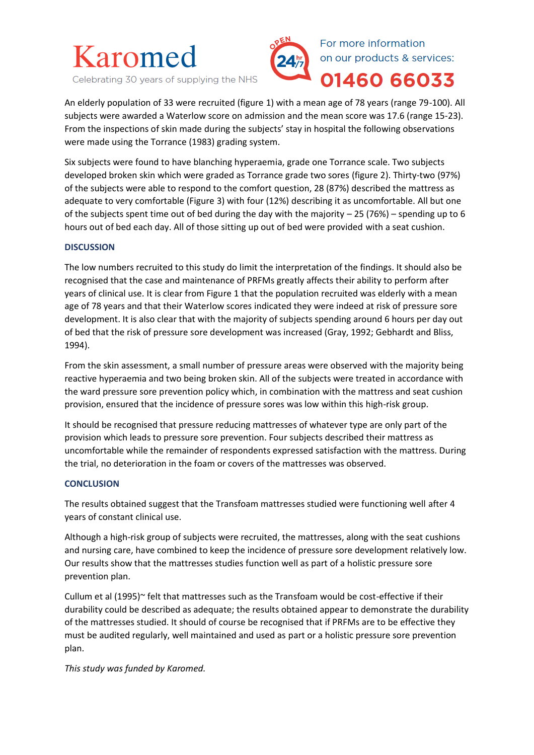An elderly population of 33 were recruited (figure 1) with a mean age of 78 years (range 79-100). All subjects were awarded a Waterlow score on admission and the mean score was 17.6 (range 15-23). From the inspections of skin made during the subjects' stay in hospital the following observations were made using the Torrance (1983) grading system.

Six subjects were found to have blanching hyperaemia, grade one Torrance scale. Two subjects developed broken skin which were graded as Torrance grade two sores (figure 2). Thirty-two (97%) of the subjects were able to respond to the comfort question, 28 (87%) described the mattress as adequate to very comfortable (Figure 3) with four (12%) describing it as uncomfortable. All but one of the subjects spent time out of bed during the day with the majority – 25 (76%) – spending up to 6 hours out of bed each day. All of those sitting up out of bed were provided with a seat cushion.

## DISCUSSION

The low numbers recruited to this study do limit the interpretation of the findings. It should also be recognised that the case and maintenance of PRFMs greatly affects their ability to perform after years of clinical use. It is clear from Figure 1 that the population recruited was elderly with a mean age of 78 years and that their Waterlow scores indicated they were indeed at risk of pressure sore development. It is also clear that with the majority of subjects spending around 6 hours per day out of bed that the risk of pressure sore development was increased (Gray, 1992; Gebhardt and Bliss, 1994).

From the skin assessment, a small number of pressure areas were observed with the majority being reactive hyperaemia and two being broken skin. All of the subjects were treated in accordance with the ward pressure sore prevention policy which, in combination with the mattress and seat cushion provision, ensured that the incidence of pressure sores was low within this high-risk group.

It should be recognised that pressure reducing mattresses of whatever type are only part of the provision which leads to pressure sore prevention. Four subjects described their mattress as uncomfortable while the remainder of respondents expressed satisfaction with the mattress. During the trial, no deterioration in the foam or covers of the mattresses was observed.

## CONCLUSION

The results obtained suggest that the Transfoam mattresses studied were functioning well after 4 years of constant clinical use.

Although a high-risk group of subjects were recruited, the mattresses, along with the seat cushions and nursing care, have combined to keep the incidence of pressure sore development relatively low. Our results show that the mattresses studies function well as part of a holistic pressure sore prevention plan.

Cullum et al (1995)~ felt that mattresses such as the Transfoam would be cost-effective if their durability could be described as adequate; the results obtained appear to demonstrate the durability of the mattresses studied. It should of course be recognised that if PRFMs are to be effective they must be audited regularly, well maintained and used as part or a holistic pressure sore prevention plan.

*This study was funded by Karomed.*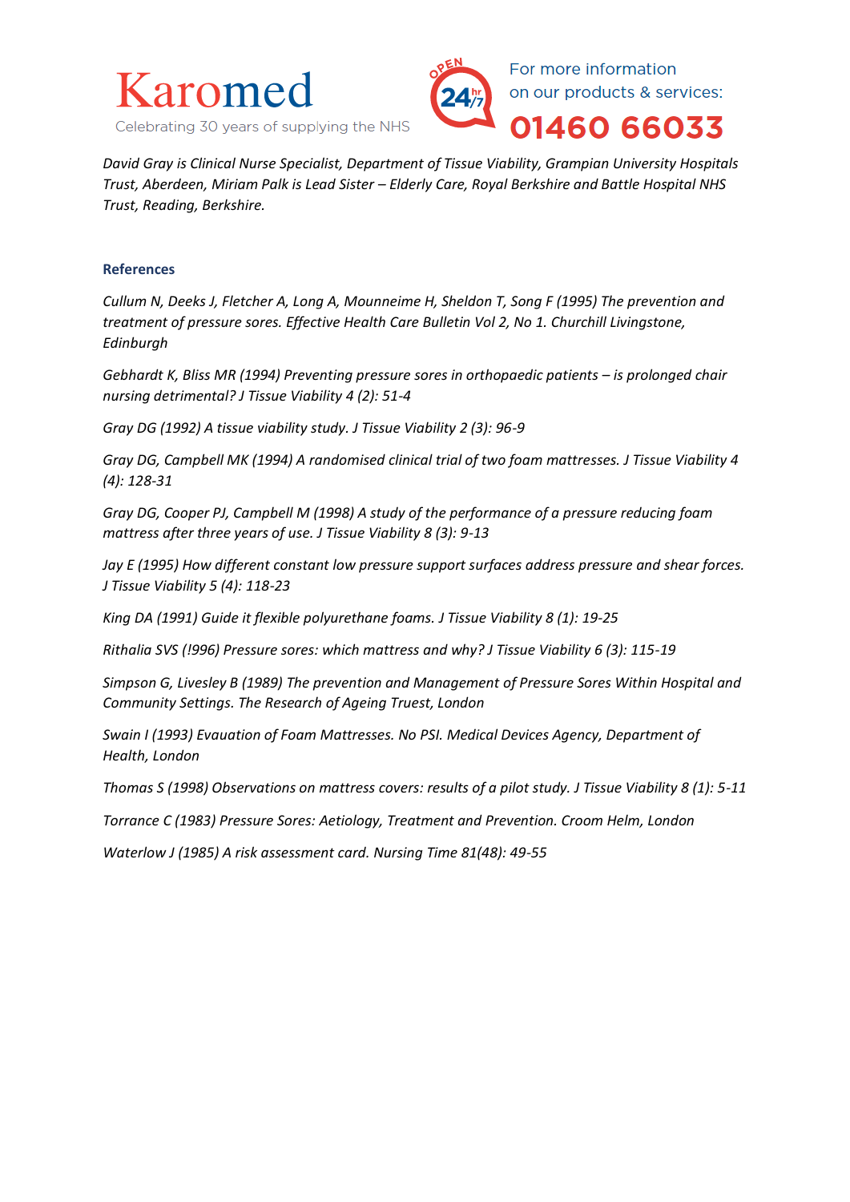*David Gray is Clinical Nurse Specialist, Department of Tissue Viability, Grampian University Hospitals Trust, Aberdeen, Miriam Palk is Lead Sister – Elderly Care, Royal Berkshire and Battle Hospital NHS Trust, Reading, Berkshire.*

### References

*Cullum N, Deeks J, Fletcher A, Long A, Mounneime H, Sheldon T, Song F (1995) The prevention and treatment of pressure sores. Effective Health Care Bulletin Vol 2, No 1. Churchill Livingstone, Edinburgh*

*Gebhardt K, Bliss MR (1994) Preventing pressure sores in orthopaedic patients – is prolonged chair nursing detrimental? J Tissue Viability 4 (2): 51-4*

*Gray DG (1992) A tissue viability study. J Tissue Viability 2 (3): 96-9*

*Gray DG, Campbell MK (1994) A randomised clinical trial of two foam mattresses. J Tissue Viability 4 (4): 128-31*

*Gray DG, Cooper PJ, Campbell M (1998) A study of the performance of a pressure reducing foam mattress after three years of use. J Tissue Viability 8 (3): 9-13*

*Jay E (1995) How different constant low pressure support surfaces address pressure and shear forces. J Tissue Viability 5 (4): 118-23*

*King DA (1991) Guide it flexible polyurethane foams. J Tissue Viability 8 (1): 19-25*

*Rithalia SVS (!996) Pressure sores: which mattress and why? J Tissue Viability 6 (3): 115-19*

*Simpson G, Livesley B (1989) The prevention and Management of Pressure Sores Within Hospital and Community Settings. The Research of Ageing Truest, London*

*Swain I (1993) Evauation of Foam Mattresses. No PSI. Medical Devices Agency, Department of Health, London*

*Thomas S (1998) Observations on mattress covers: results of a pilot study. J Tissue Viability 8 (1): 5-11*

*Torrance C (1983) Pressure Sores: Aetiology, Treatment and Prevention. Croom Helm, London*

*Waterlow J (1985) A risk assessment card. Nursing Time 81(48): 49-55*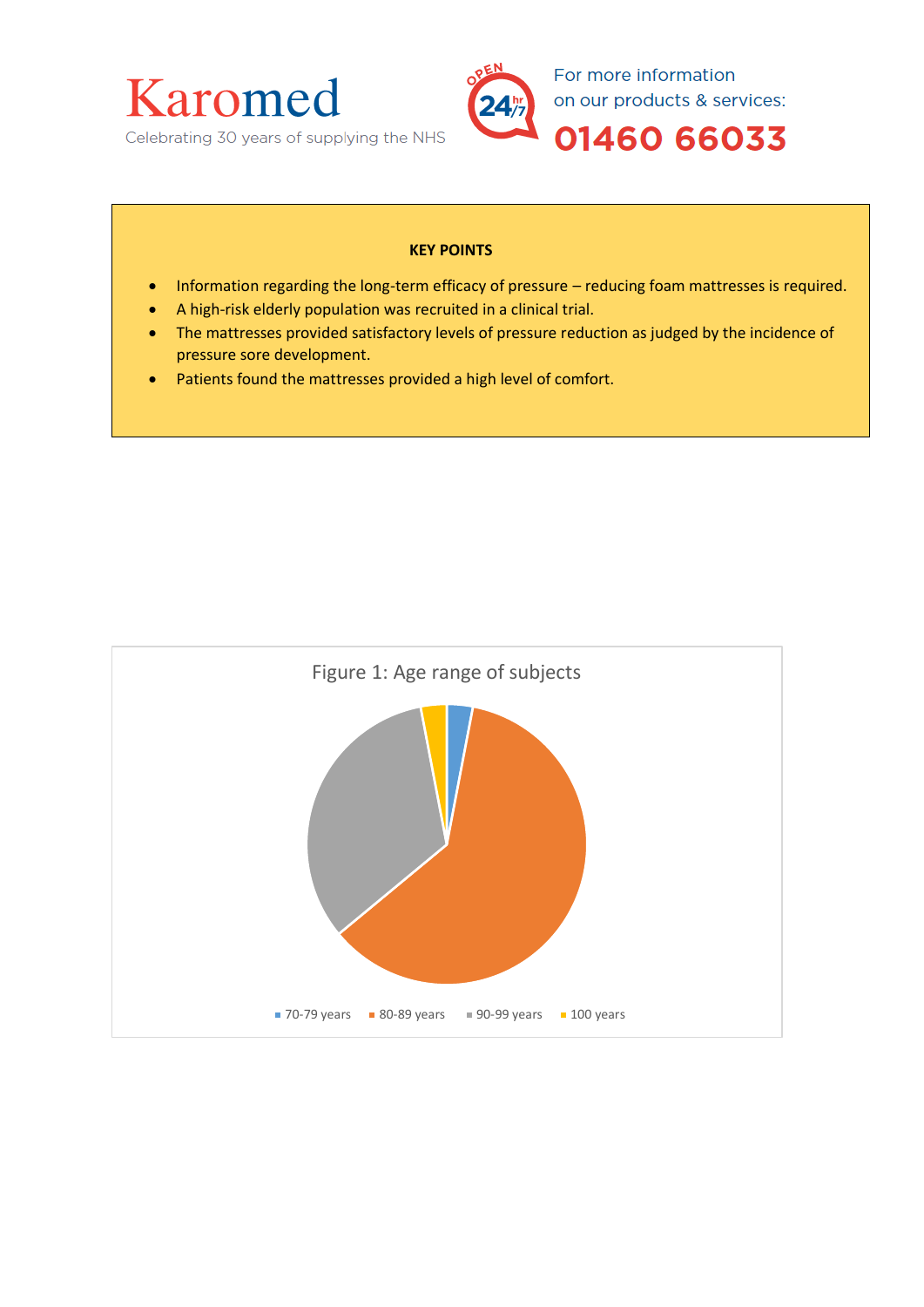**KEY POINTS**

- Information regarding the long-term efficacy of pressure – reducing foam mattresses is required.
- A high-risk elderly population was recruited in a clinical trial.
- The mattresses provided satisfactory levels of pressure reduction as judged by the incidence of pressure sore development.
- Patients found the mattresses provided a high level of comfort.

Figure 1: Age range of subjects

70-79 years   80-89 years   90-99 years   100 years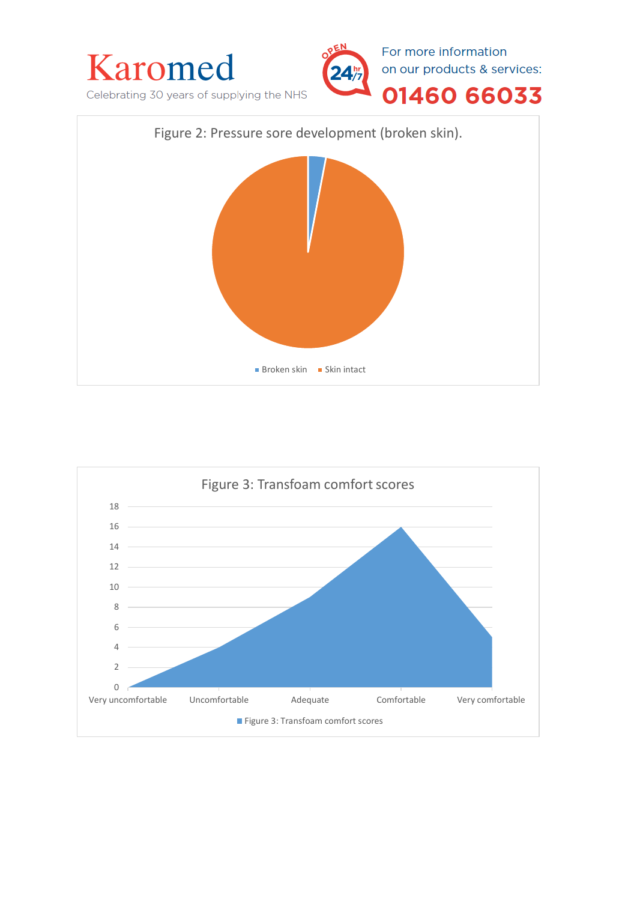Figure 2: Pressure sore development (broken skin).

Broken skin
Skin intact

Figure 3: Transfoam comfort scores

18
16
14
12
10
8
6
4
2
0

Very uncomfortable
Uncomfortable
Adequate
Comfortable
Very comfortable

Figure 3: Transfoam comfort scores